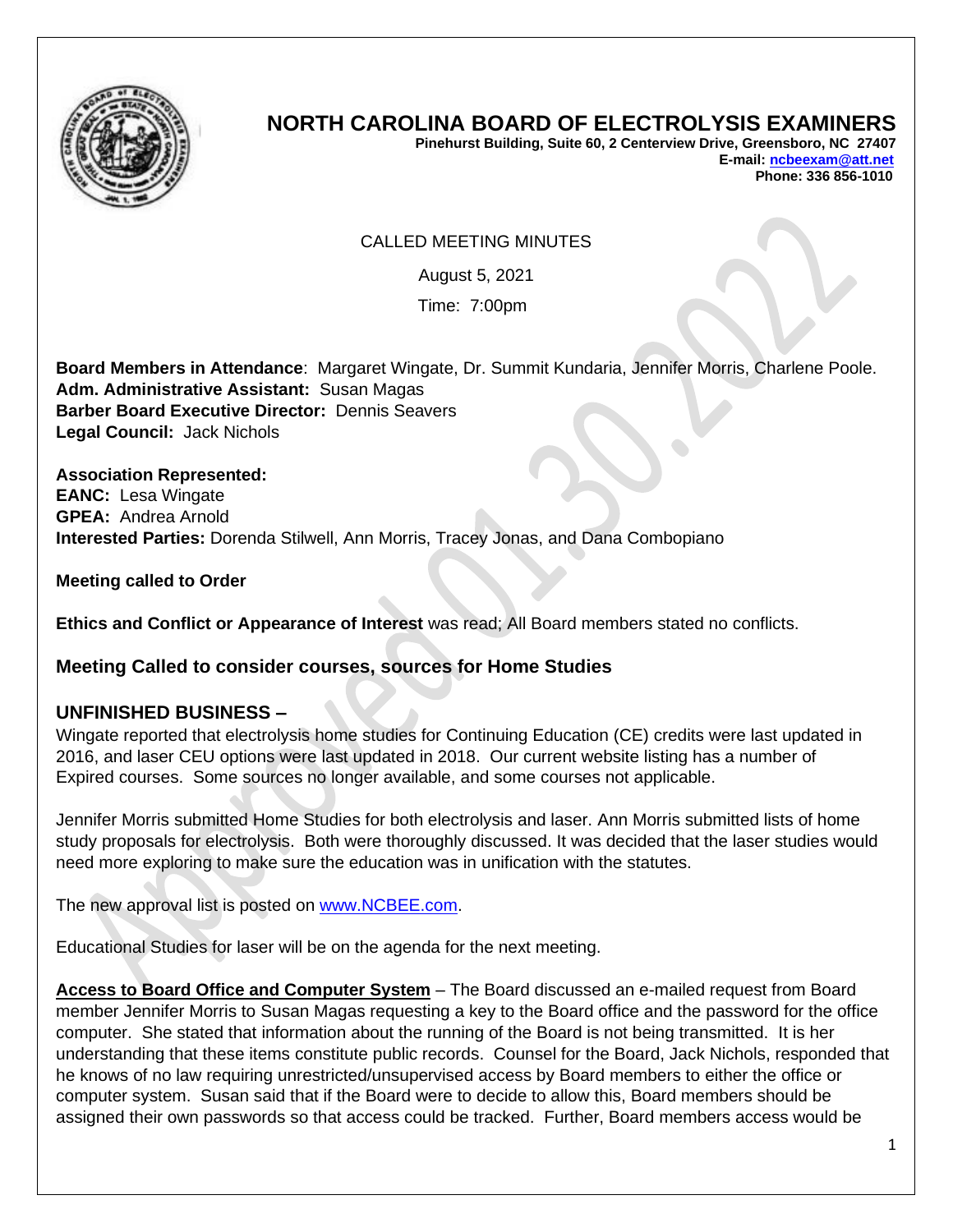# NORTH CAROLINA BOARD OF ELECTROLYSIS EXAMINERS

**Pinehurst Building, Suite 60, 2 Centerview Drive, Greensboro, NC 27407**
**E-mail: ncbeexam@att.net**
**Phone: 336 856-1010**

CALLED MEETING MINUTES

August 5, 2021

Time: 7:00pm

**Board Members in Attendance**: Margaret Wingate, Dr. Summit Kundaria, Jennifer Morris, Charlene Poole.
**Adm. Administrative Assistant:** Susan Magas
**Barber Board Executive Director:** Dennis Seavers
**Legal Council:** Jack Nichols

**Association Represented:**
**EANC:** Lesa Wingate
**GPEA:** Andrea Arnold
**Interested Parties:** Dorenda Stilwell, Ann Morris, Tracey Jonas, and Dana Combopiano

**Meeting called to Order**

**Ethics and Conflict or Appearance of Interest** was read; All Board members stated no conflicts.

## Meeting Called to consider courses, sources for Home Studies

## UNFINISHED BUSINESS –

Wingate reported that electrolysis home studies for Continuing Education (CE) credits were last updated in 2016, and laser CEU options were last updated in 2018. Our current website listing has a number of Expired courses. Some sources no longer available, and some courses not applicable.

Jennifer Morris submitted Home Studies for both electrolysis and laser. Ann Morris submitted lists of home study proposals for electrolysis. Both were thoroughly discussed. It was decided that the laser studies would need more exploring to make sure the education was in unification with the statutes.

The new approval list is posted on www.NCBEE.com.

Educational Studies for laser will be on the agenda for the next meeting.

**Access to Board Office and Computer System** – The Board discussed an e-mailed request from Board member Jennifer Morris to Susan Magas requesting a key to the Board office and the password for the office computer. She stated that information about the running of the Board is not being transmitted. It is her understanding that these items constitute public records. Counsel for the Board, Jack Nichols, responded that he knows of no law requiring unrestricted/unsupervised access by Board members to either the office or computer system. Susan said that if the Board were to decide to allow this, Board members should be assigned their own passwords so that access could be tracked. Further, Board members access would be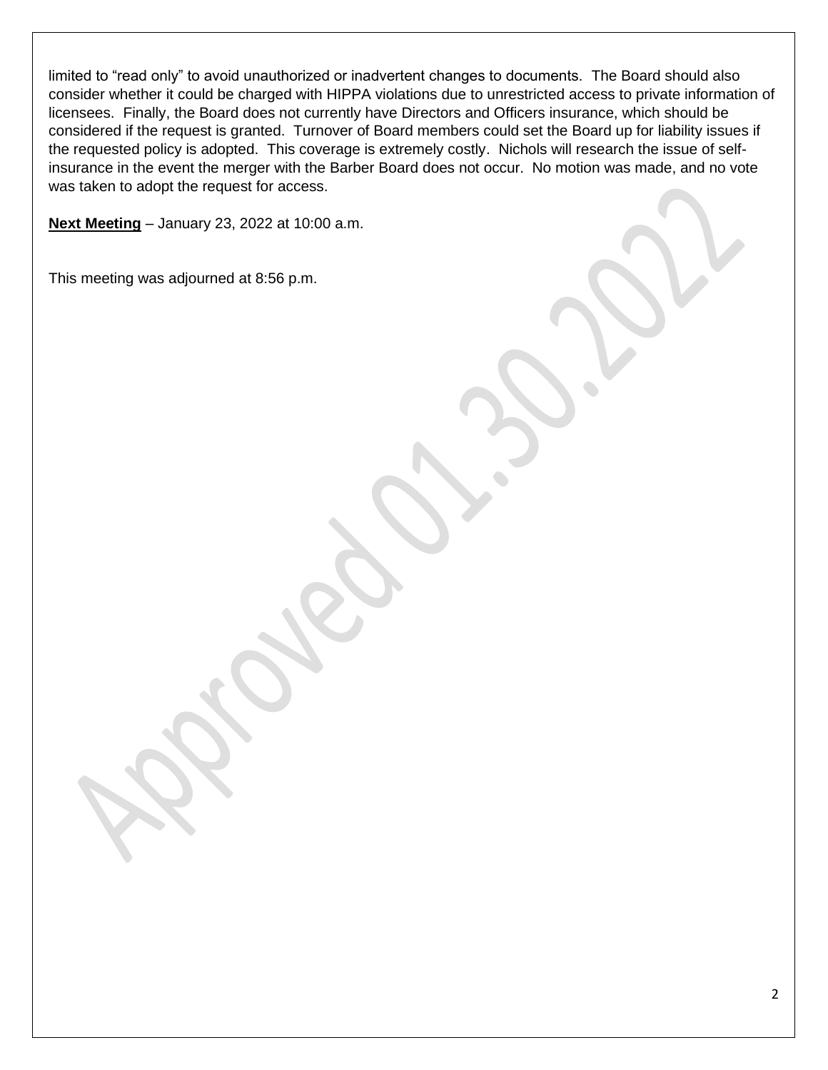limited to "read only" to avoid unauthorized or inadvertent changes to documents. The Board should also consider whether it could be charged with HIPPA violations due to unrestricted access to private information of licensees. Finally, the Board does not currently have Directors and Officers insurance, which should be considered if the request is granted. Turnover of Board members could set the Board up for liability issues if the requested policy is adopted. This coverage is extremely costly. Nichols will research the issue of self-insurance in the event the merger with the Barber Board does not occur. No motion was made, and no vote was taken to adopt the request for access.

**Next Meeting** – January 23, 2022 at 10:00 a.m.

This meeting was adjourned at 8:56 p.m.

Approved 01.30.2022